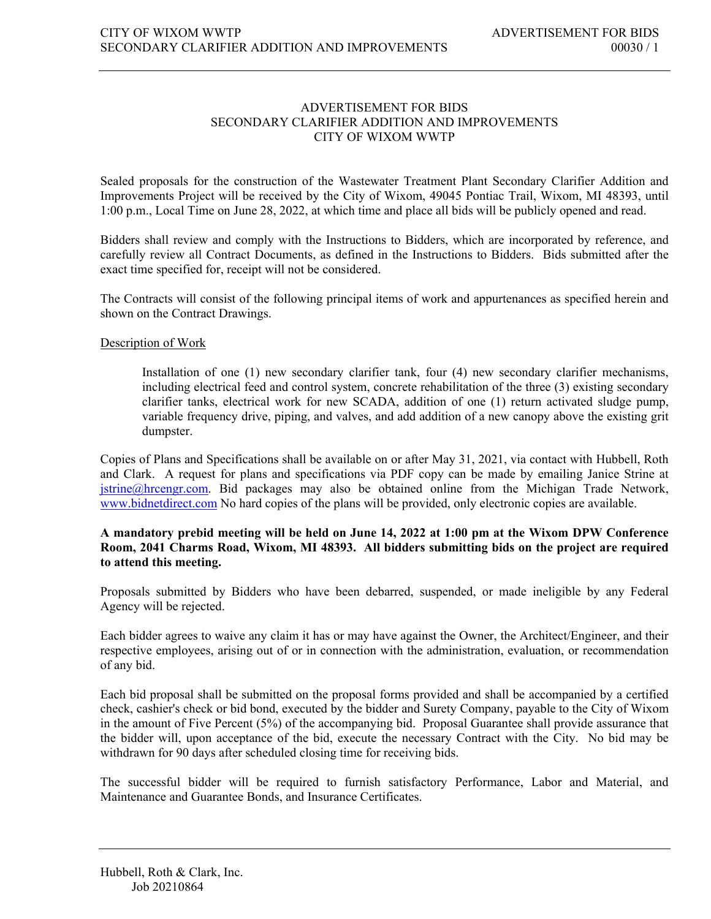# ADVERTISEMENT FOR BIDS
## SECONDARY CLARIFIER ADDITION AND IMPROVEMENTS
## CITY OF WIXOM WWTP

Sealed proposals for the construction of the Wastewater Treatment Plant Secondary Clarifier Addition and Improvements Project will be received by the City of Wixom, 49045 Pontiac Trail, Wixom, MI 48393, until 1:00 p.m., Local Time on June 28, 2022, at which time and place all bids will be publicly opened and read.

Bidders shall review and comply with the Instructions to Bidders, which are incorporated by reference, and carefully review all Contract Documents, as defined in the Instructions to Bidders. Bids submitted after the exact time specified for, receipt will not be considered.

The Contracts will consist of the following principal items of work and appurtenances as specified herein and shown on the Contract Drawings.

Description of Work

> Installation of one (1) new secondary clarifier tank, four (4) new secondary clarifier mechanisms, including electrical feed and control system, concrete rehabilitation of the three (3) existing secondary clarifier tanks, electrical work for new SCADA, addition of one (1) return activated sludge pump, variable frequency drive, piping, and valves, and add addition of a new canopy above the existing grit dumpster.

Copies of Plans and Specifications shall be available on or after May 31, 2021, via contact with Hubbell, Roth and Clark. A request for plans and specifications via PDF copy can be made by emailing Janice Strine at jstrine@hrcengr.com. Bid packages may also be obtained online from the Michigan Trade Network, www.bidnetdirect.com No hard copies of the plans will be provided, only electronic copies are available.

**A mandatory prebid meeting will be held on June 14, 2022 at 1:00 pm at the Wixom DPW Conference Room, 2041 Charms Road, Wixom, MI 48393. All bidders submitting bids on the project are required to attend this meeting.**

Proposals submitted by Bidders who have been debarred, suspended, or made ineligible by any Federal Agency will be rejected.

Each bidder agrees to waive any claim it has or may have against the Owner, the Architect/Engineer, and their respective employees, arising out of or in connection with the administration, evaluation, or recommendation of any bid.

Each bid proposal shall be submitted on the proposal forms provided and shall be accompanied by a certified check, cashier's check or bid bond, executed by the bidder and Surety Company, payable to the City of Wixom in the amount of Five Percent (5%) of the accompanying bid. Proposal Guarantee shall provide assurance that the bidder will, upon acceptance of the bid, execute the necessary Contract with the City. No bid may be withdrawn for 90 days after scheduled closing time for receiving bids.

The successful bidder will be required to furnish satisfactory Performance, Labor and Material, and Maintenance and Guarantee Bonds, and Insurance Certificates.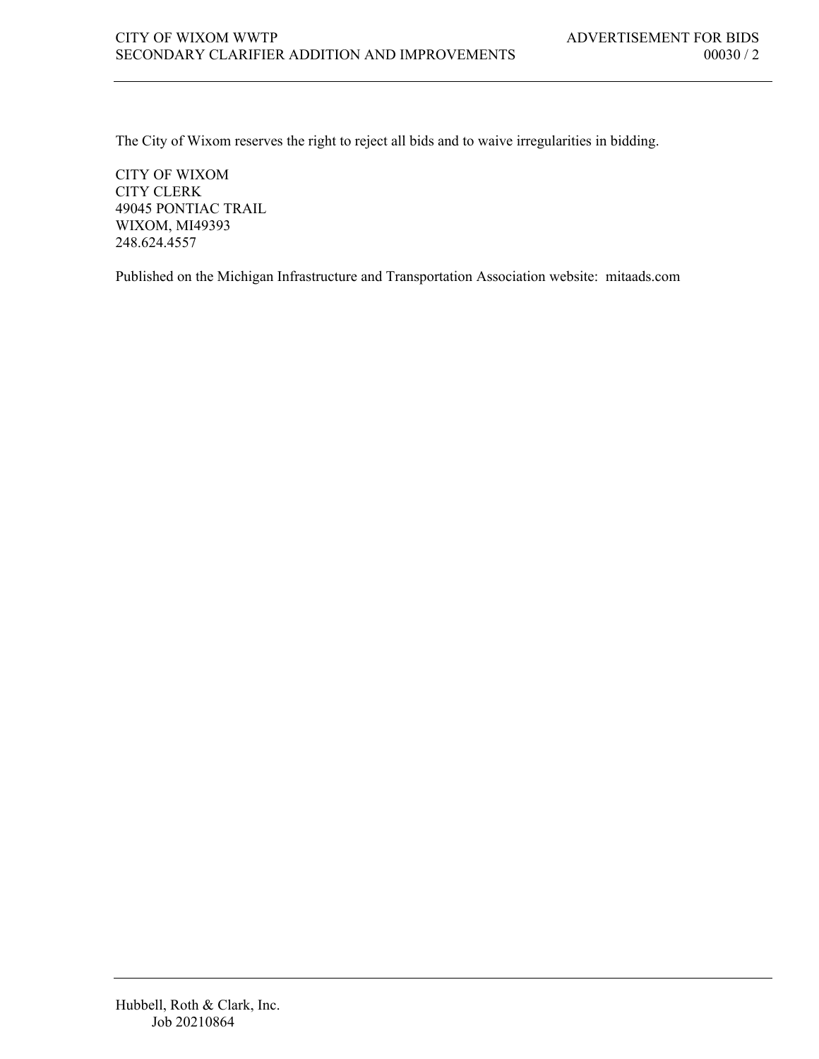The City of Wixom reserves the right to reject all bids and to waive irregularities in bidding.

CITY OF WIXOM
CITY CLERK
49045 PONTIAC TRAIL
WIXOM, MI49393
248.624.4557

Published on the Michigan Infrastructure and Transportation Association website: mitaads.com